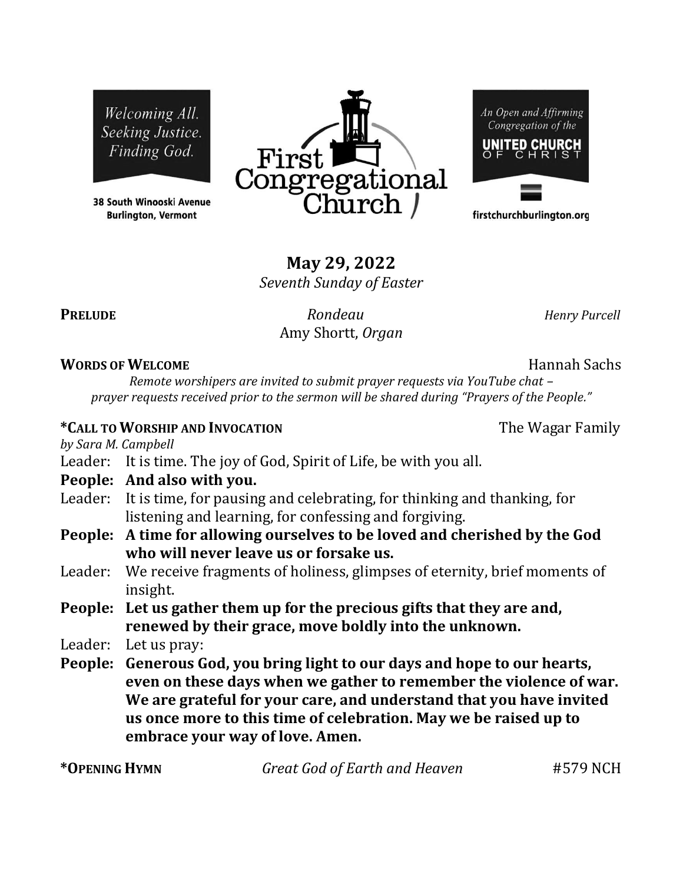Welcoming All.
Seeking Justice.
Finding God.

38 South Winooski Avenue
Burlington, Vermont

First Congregational Church

An Open and Affirming Congregation of the
UNITED CHURCH OF CHRIST

firstchurchburlington.org

**May 29, 2022**
*Seventh Sunday of Easter*

**PRELUDE** *Rondeau* *Henry Purcell*
Amy Shortt, *Organ*

**WORDS OF WELCOME** Hannah Sachs

*Remote worshipers are invited to submit prayer requests via YouTube chat – prayer requests received prior to the sermon will be shared during "Prayers of the People."*

**\*CALL TO WORSHIP AND INVOCATION** The Wagar Family
*by Sara M. Campbell*

Leader: It is time. The joy of God, Spirit of Life, be with you all.

**People: And also with you.**

Leader: It is time, for pausing and celebrating, for thinking and thanking, for listening and learning, for confessing and forgiving.

**People: A time for allowing ourselves to be loved and cherished by the God who will never leave us or forsake us.**

Leader: We receive fragments of holiness, glimpses of eternity, brief moments of insight.

**People: Let us gather them up for the precious gifts that they are and, renewed by their grace, move boldly into the unknown.**

Leader: Let us pray:

**People: Generous God, you bring light to our days and hope to our hearts, even on these days when we gather to remember the violence of war. We are grateful for your care, and understand that you have invited us once more to this time of celebration. May we be raised up to embrace your way of love. Amen.**

**\*OPENING HYMN** *Great God of Earth and Heaven* #579 NCH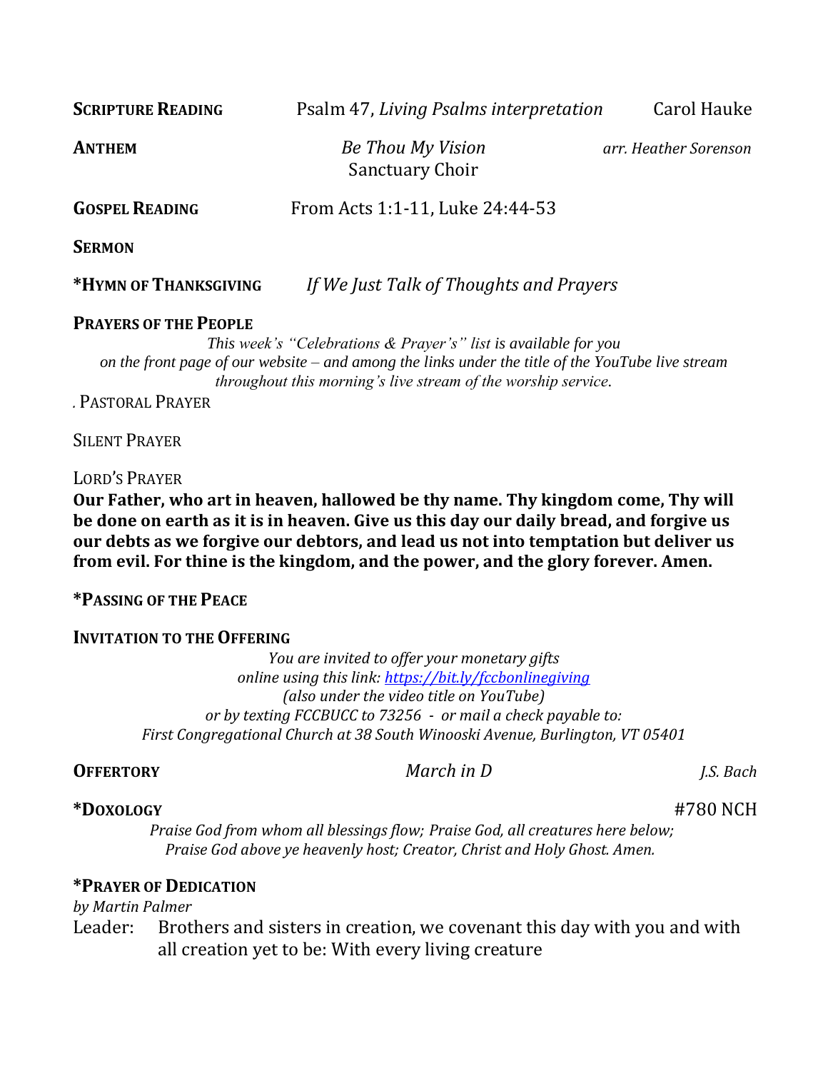**SCRIPTURE READING** Psalm 47, *Living Psalms interpretation* Carol Hauke

**ANTHEM** *Be Thou My Vision* *arr. Heather Sorenson*
Sanctuary Choir

**GOSPEL READING** From Acts 1:1-11, Luke 24:44-53

**SERMON**

***HYMN OF THANKSGIVING** *If We Just Talk of Thoughts and Prayers*

**PRAYERS OF THE PEOPLE**

*This week's "Celebrations & Prayer's" list is available for you on the front page of our website – and among the links under the title of the YouTube live stream throughout this morning's live stream of the worship service.*

. PASTORAL PRAYER

SILENT PRAYER

LORD'S PRAYER

**Our Father, who art in heaven, hallowed be thy name. Thy kingdom come, Thy will be done on earth as it is in heaven. Give us this day our daily bread, and forgive us our debts as we forgive our debtors, and lead us not into temptation but deliver us from evil. For thine is the kingdom, and the power, and the glory forever. Amen.**

***PASSING OF THE PEACE**

**INVITATION TO THE OFFERING**

*You are invited to offer your monetary gifts*
*online using this link: [https://bit.ly/fccbonlinegiving](https://bit.ly/fccbonlinegiving)*
*(also under the video title on YouTube)*
*or by texting FCCBUCC to 73256 - or mail a check payable to:*
*First Congregational Church at 38 South Winooski Avenue, Burlington, VT 05401*

**OFFERTORY** *March in D* *J.S. Bach*

***DOXOLOGY** #780 NCH

*Praise God from whom all blessings flow; Praise God, all creatures here below;*
*Praise God above ye heavenly host; Creator, Christ and Holy Ghost. Amen.*

***PRAYER OF DEDICATION**

*by Martin Palmer*

Leader: Brothers and sisters in creation, we covenant this day with you and with all creation yet to be: With every living creature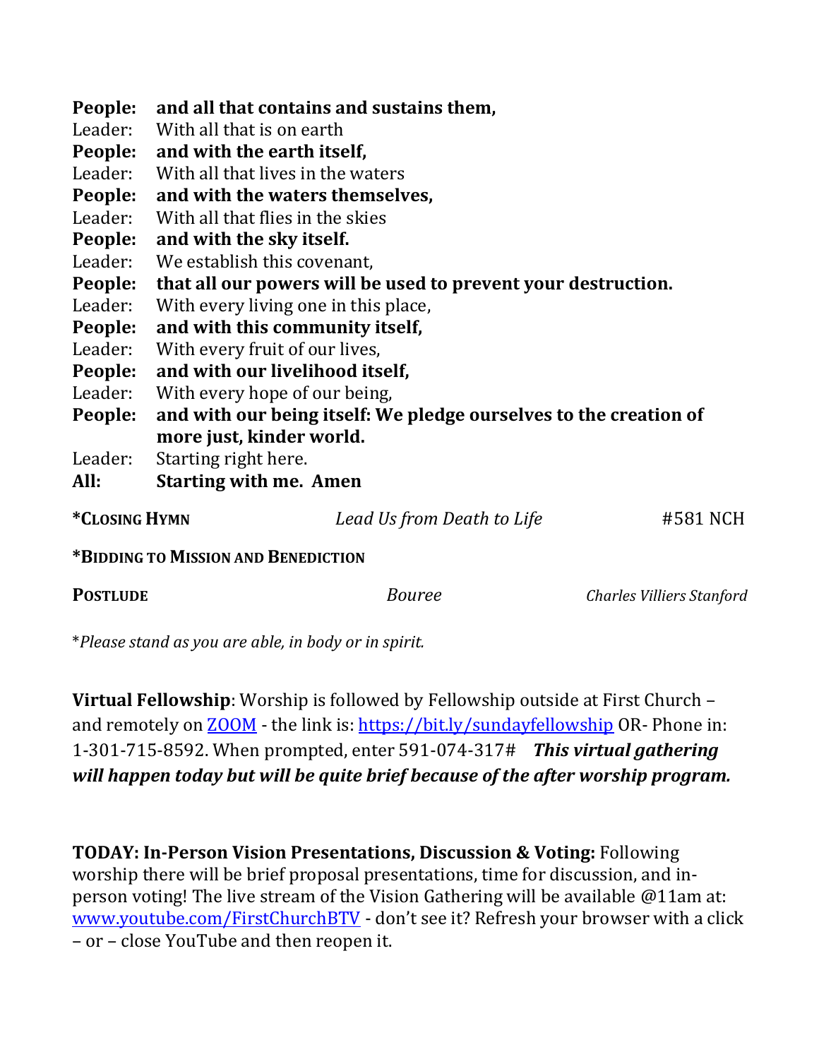**People:** **and all that contains and sustains them,**
Leader: With all that is on earth
**People:** **and with the earth itself,**
Leader: With all that lives in the waters
**People:** **and with the waters themselves,**
Leader: With all that flies in the skies
**People:** **and with the sky itself.**
Leader: We establish this covenant,
**People:** **that all our powers will be used to prevent your destruction.**
Leader: With every living one in this place,
**People:** **and with this community itself,**
Leader: With every fruit of our lives,
**People:** **and with our livelihood itself,**
Leader: With every hope of our being,
**People:** **and with our being itself: We pledge ourselves to the creation of more just, kinder world.**
Leader: Starting right here.
**All:** **Starting with me. Amen**

**\*CLOSING HYMN** *Lead Us from Death to Life* #581 NCH

**\*BIDDING TO MISSION AND BENEDICTION**

**POSTLUDE** *Bouree* *Charles Villiers Stanford*

\**Please stand as you are able, in body or in spirit.*

**Virtual Fellowship**: Worship is followed by Fellowship outside at First Church – and remotely on ZOOM - the link is: https://bit.ly/sundayfellowship OR- Phone in: 1-301-715-8592. When prompted, enter 591-074-317# ***This virtual gathering will happen today but will be quite brief because of the after worship program.***

**TODAY: In-Person Vision Presentations, Discussion & Voting:** Following worship there will be brief proposal presentations, time for discussion, and in-person voting! The live stream of the Vision Gathering will be available @11am at: www.youtube.com/FirstChurchBTV - don't see it? Refresh your browser with a click – or – close YouTube and then reopen it.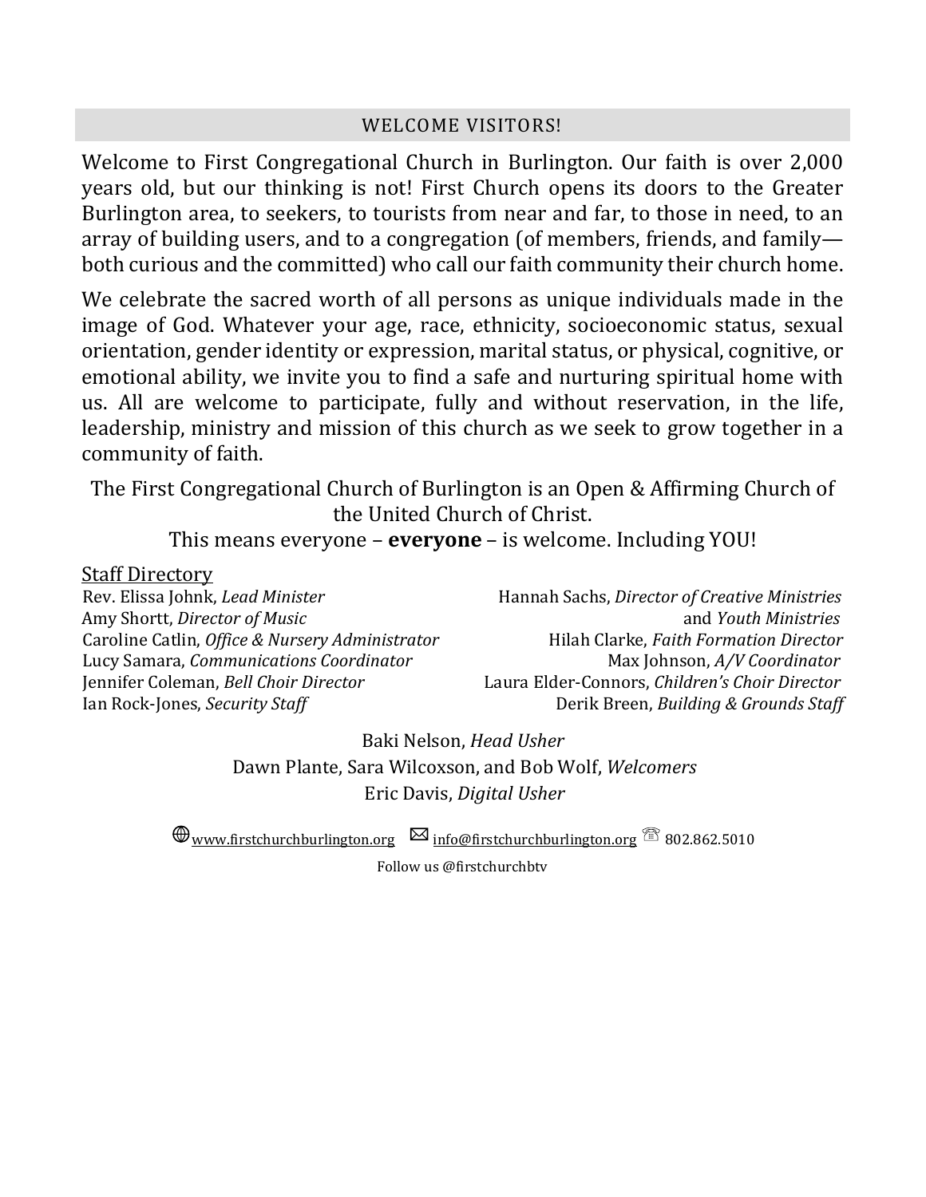## WELCOME VISITORS!

Welcome to First Congregational Church in Burlington. Our faith is over 2,000 years old, but our thinking is not! First Church opens its doors to the Greater Burlington area, to seekers, to tourists from near and far, to those in need, to an array of building users, and to a congregation (of members, friends, and family—both curious and the committed) who call our faith community their church home.

We celebrate the sacred worth of all persons as unique individuals made in the image of God. Whatever your age, race, ethnicity, socioeconomic status, sexual orientation, gender identity or expression, marital status, or physical, cognitive, or emotional ability, we invite you to find a safe and nurturing spiritual home with us. All are welcome to participate, fully and without reservation, in the life, leadership, ministry and mission of this church as we seek to grow together in a community of faith.

The First Congregational Church of Burlington is an Open & Affirming Church of the United Church of Christ.
This means everyone – **everyone** – is welcome. Including YOU!

Staff Directory

Rev. Elissa Johnk, *Lead Minister*
Amy Shortt, *Director of Music*
Caroline Catlin, *Office & Nursery Administrator*
Lucy Samara, *Communications Coordinator*
Jennifer Coleman, *Bell Choir Director*
Ian Rock-Jones, *Security Staff*
Hannah Sachs, *Director of Creative Ministries and Youth Ministries*
Hilah Clarke, *Faith Formation Director*
Max Johnson, *A/V Coordinator*
Laura Elder-Connors, *Children's Choir Director*
Derik Breen, *Building & Grounds Staff*

Baki Nelson, *Head Usher*
Dawn Plante, Sara Wilcoxson, and Bob Wolf, *Welcomers*
Eric Davis, *Digital Usher*

www.firstchurchburlington.org info@firstchurchburlington.org 802.862.5010

Follow us @firstchurchbtv